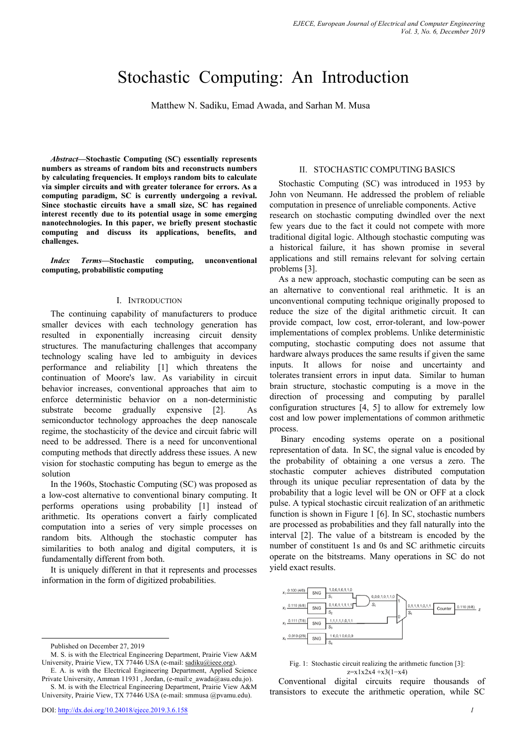# Stochastic Computing: An Introduction

Matthew N. Sadiku, Emad Awada, and Sarhan M. Musa

***Abstract*—Stochastic Computing (SC) essentially represents numbers as streams of random bits and reconstructs numbers by calculating frequencies. It employs random bits to calculate via simpler circuits and with greater tolerance for errors. As a computing paradigm, SC is currently undergoing a revival. Since stochastic circuits have a small size, SC has regained interest recently due to its potential usage in some emerging nanotechnologies. In this paper, we briefly present stochastic computing and discuss its applications, benefits, and challenges.**

***Index Terms*—Stochastic computing, unconventional computing, probabilistic computing**

## I. Introduction

The continuing capability of manufacturers to produce smaller devices with each technology generation has resulted in exponentially increasing circuit density structures. The manufacturing challenges that accompany technology scaling have led to ambiguity in devices performance and reliability [1] which threatens the continuation of Moore's law. As variability in circuit behavior increases, conventional approaches that aim to enforce deterministic behavior on a non-deterministic substrate become gradually expensive [2]. As semiconductor technology approaches the deep nanoscale regime, the stochasticity of the device and circuit fabric will need to be addressed. There is a need for unconventional computing methods that directly address these issues. A new vision for stochastic computing has begun to emerge as the solution

In the 1960s, Stochastic Computing (SC) was proposed as a low-cost alternative to conventional binary computing. It performs operations using probability [1] instead of arithmetic. Its operations convert a fairly complicated computation into a series of very simple processes on random bits. Although the stochastic computer has similarities to both analog and digital computers, it is fundamentally different from both.

It is uniquely different in that it represents and processes information in the form of digitized probabilities.

Published on December 27, 2019

M. S. is with the Electrical Engineering Department, Prairie View A&M University, Prairie View, TX 77446 USA (e-mail: sadiku@ieee.org).

E. A. is with the Electrical Engineering Department, Applied Science Private University, Amman 11931 , Jordan, (e-mail:e_awada@asu.edu.jo).

S. M. is with the Electrical Engineering Department, Prairie View A&M University, Prairie View, TX 77446 USA (e-mail: smmusa @pvamu.edu).

DOI: http://dx.doi.org/10.24018/ejece.2019.3.6.158

## II. Stochastic Computing Basics

Stochastic Computing (SC) was introduced in 1953 by John von Neumann. He addressed the problem of reliable computation in presence of unreliable components. Active research on stochastic computing dwindled over the next few years due to the fact it could not compete with more traditional digital logic. Although stochastic computing was a historical failure, it has shown promise in several applications and still remains relevant for solving certain problems [3].

As a new approach, stochastic computing can be seen as an alternative to conventional real arithmetic. It is an unconventional computing technique originally proposed to reduce the size of the digital arithmetic circuit. It can provide compact, low cost, error-tolerant, and low-power implementations of complex problems. Unlike deterministic computing, stochastic computing does not assume that hardware always produces the same results if given the same inputs. It allows for noise and uncertainty and tolerates transient errors in input data. Similar to human brain structure, stochastic computing is a move in the direction of processing and computing by parallel configuration structures [4, 5] to allow for extremely low cost and low power implementations of common arithmetic process.

Binary encoding systems operate on a positional representation of data. In SC, the signal value is encoded by the probability of obtaining a one versus a zero. The stochastic computer achieves distributed computation through its unique peculiar representation of data by the probability that a logic level will be ON or OFF at a clock pulse. A typical stochastic circuit realization of an arithmetic function is shown in Figure 1 [6]. In SC, stochastic numbers are processed as probabilities and they fall naturally into the interval [2]. The value of a bitstream is encoded by the number of constituent 1s and 0s and SC arithmetic circuits operate on the bitstreams. Many operations in SC do not yield exact results.

Fig. 1: Stochastic circuit realizing the arithmetic function [3]: $z=x1x2x4 +x3(1-x4)$

Conventional digital circuits require thousands of transistors to execute the arithmetic operation, while SC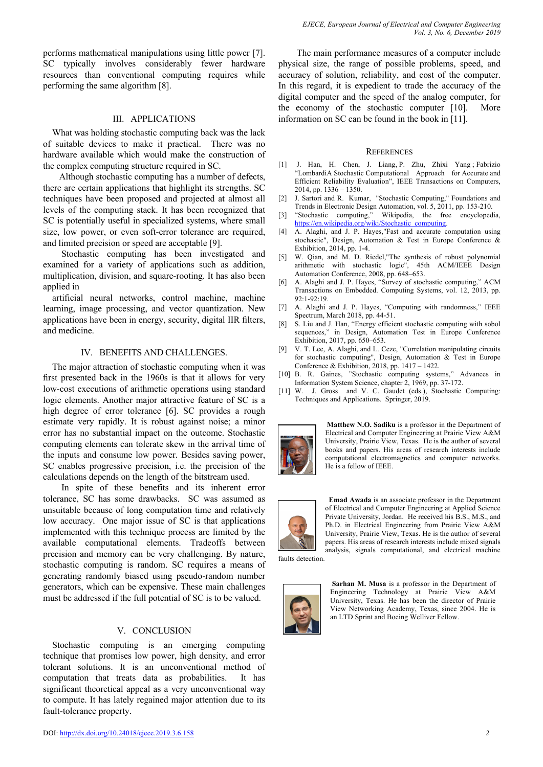performs mathematical manipulations using little power [7]. SC typically involves considerably fewer hardware resources than conventional computing requires while performing the same algorithm [8].

## III. APPLICATIONS

What was holding stochastic computing back was the lack of suitable devices to make it practical. There was no hardware available which would make the construction of the complex computing structure required in SC.

Although stochastic computing has a number of defects, there are certain applications that highlight its strengths. SC techniques have been proposed and projected at almost all levels of the computing stack. It has been recognized that SC is potentially useful in specialized systems, where small size, low power, or even soft-error tolerance are required, and limited precision or speed are acceptable [9].

Stochastic computing has been investigated and examined for a variety of applications such as addition, multiplication, division, and square-rooting. It has also been applied in

artificial neural networks, control machine, machine learning, image processing, and vector quantization. New applications have been in energy, security, digital IIR filters, and medicine.

## IV. BENEFITS AND CHALLENGES.

The major attraction of stochastic computing when it was first presented back in the 1960s is that it allows for very low-cost executions of arithmetic operations using standard logic elements. Another major attractive feature of SC is a high degree of error tolerance [6]. SC provides a rough estimate very rapidly. It is robust against noise; a minor error has no substantial impact on the outcome. Stochastic computing elements can tolerate skew in the arrival time of the inputs and consume low power. Besides saving power, SC enables progressive precision, i.e. the precision of the calculations depends on the length of the bitstream used.

In spite of these benefits and its inherent error tolerance, SC has some drawbacks. SC was assumed as unsuitable because of long computation time and relatively low accuracy. One major issue of SC is that applications implemented with this technique process are limited by the available computational elements. Tradeoffs between precision and memory can be very challenging. By nature, stochastic computing is random. SC requires a means of generating randomly biased using pseudo-random number generators, which can be expensive. These main challenges must be addressed if the full potential of SC is to be valued.

## V. CONCLUSION

Stochastic computing is an emerging computing technique that promises low power, high density, and error tolerant solutions. It is an unconventional method of computation that treats data as probabilities. It has significant theoretical appeal as a very unconventional way to compute. It has lately regained major attention due to its fault-tolerance property.

The main performance measures of a computer include physical size, the range of possible problems, speed, and accuracy of solution, reliability, and cost of the computer. In this regard, it is expedient to trade the accuracy of the digital computer and the speed of the analog computer, for the economy of the stochastic computer [10]. More information on SC can be found in the book in [11].

## REFERENCES

[1] J. Han, H. Chen, J. Liang, P. Zhu, Zhixi Yang ; Fabrizio "LombardiA Stochastic Computational Approach for Accurate and Efficient Reliability Evaluation", IEEE Transactions on Computers, 2014, pp. 1336 – 1350.

[2] J. Sartori and R. Kumar, "Stochastic Computing," Foundations and Trends in Electronic Design Automation, vol. 5, 2011, pp. 153-210.

[3] "Stochastic computing," Wikipedia, the free encyclopedia, https://en.wikipedia.org/wiki/Stochastic_computing.

[4] A. Alaghi, and J. P. Hayes,"Fast and accurate computation using stochastic", Design, Automation & Test in Europe Conference & Exhibition, 2014, pp. 1-4.

[5] W. Qian, and M. D. Riedel,"The synthesis of robust polynomial arithmetic with stochastic logic", 45th ACM/IEEE Design Automation Conference, 2008, pp. 648–653.

[6] A. Alaghi and J. P. Hayes, "Survey of stochastic computing," ACM Transactions on Embedded. Computing Systems, vol. 12, 2013, pp. 92:1-92:19.

[7] A. Alaghi and J. P. Hayes, "Computing with randomness," IEEE Spectrum, March 2018, pp. 44-51.

[8] S. Liu and J. Han, "Energy efficient stochastic computing with sobol sequences," in Design, Automation Test in Europe Conference Exhibition, 2017, pp. 650–653.

[9] V. T. Lee, A. Alaghi, and L. Ceze, "Correlation manipulating circuits for stochastic computing", Design, Automation & Test in Europe Conference & Exhibition, 2018, pp. 1417 – 1422.

[10] B. R. Gaines, "Stochastic computing systems," Advances in Information System Science, chapter 2, 1969, pp. 37-172.

[11] W. J. Gross and V. C. Gaudet (eds.), Stochastic Computing: Techniques and Applications. Springer, 2019.

**Matthew N.O. Sadiku** is a professor in the Department of Electrical and Computer Engineering at Prairie View A&M University, Prairie View, Texas. He is the author of several books and papers. His areas of research interests include computational electromagnetics and computer networks. He is a fellow of IEEE.

**Emad Awada** is an associate professor in the Department of Electrical and Computer Engineering at Applied Science Private University, Jordan. He received his B.S., M.S., and Ph.D. in Electrical Engineering from Prairie View A&M University, Prairie View, Texas. He is the author of several papers. His areas of research interests include mixed signals analysis, signals computational, and electrical machine faults detection.

**Sarhan M. Musa** is a professor in the Department of Engineering Technology at Prairie View A&M University, Texas. He has been the director of Prairie View Networking Academy, Texas, since 2004. He is an LTD Sprint and Boeing Welliver Fellow.